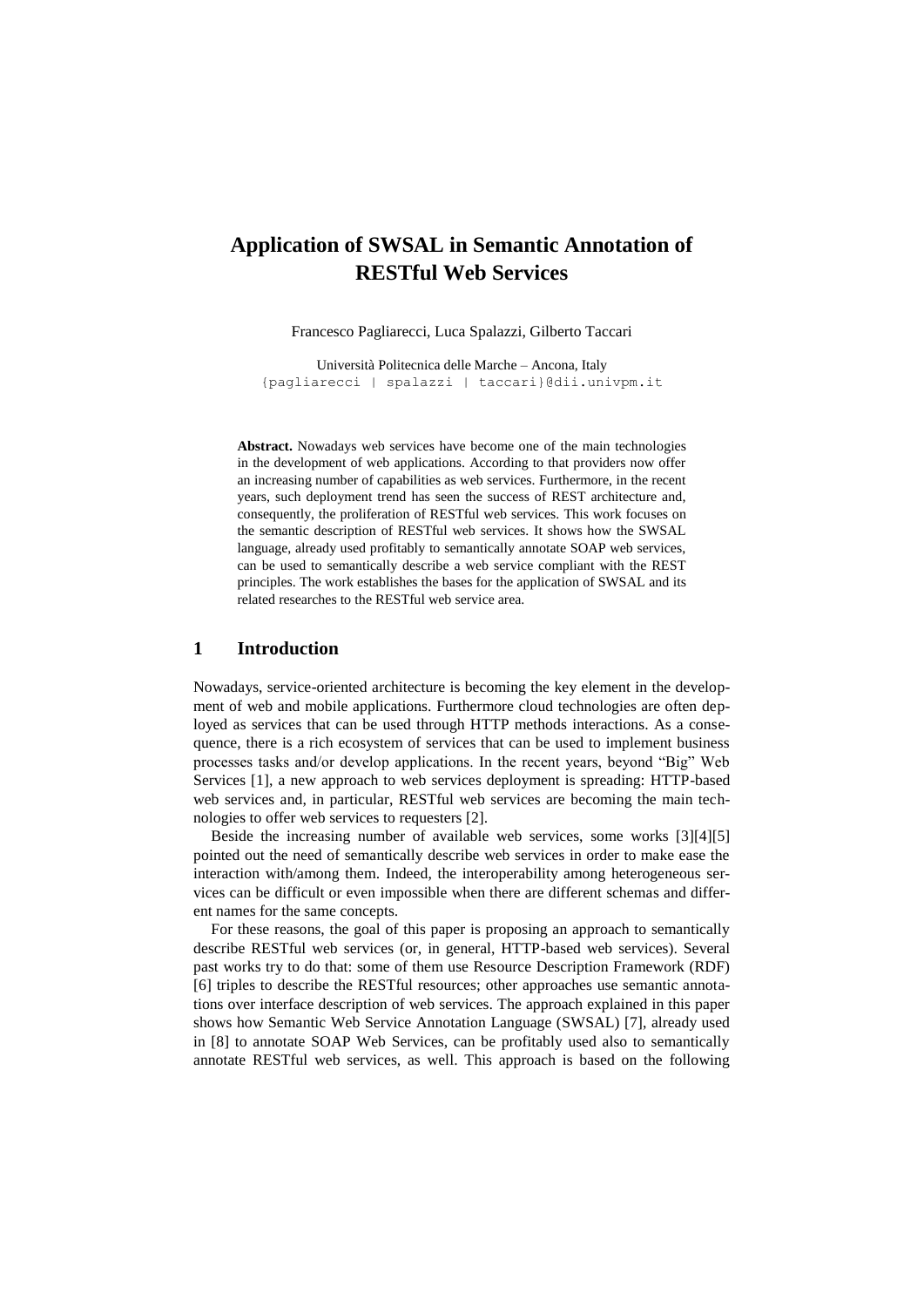# Application of SWSAL in Semantic Annotation of RESTful Web Services

Francesco Pagliarecci, Luca Spalazzi, Gilberto Taccari

Università Politecnica delle Marche – Ancona, Italy
{pagliarecci | spalazzi | taccari}@dii.univpm.it

**Abstract.** Nowadays web services have become one of the main technologies in the development of web applications. According to that providers now offer an increasing number of capabilities as web services. Furthermore, in the recent years, such deployment trend has seen the success of REST architecture and, consequently, the proliferation of RESTful web services. This work focuses on the semantic description of RESTful web services. It shows how the SWSAL language, already used profitably to semantically annotate SOAP web services, can be used to semantically describe a web service compliant with the REST principles. The work establishes the bases for the application of SWSAL and its related researches to the RESTful web service area.

## 1 Introduction

Nowadays, service-oriented architecture is becoming the key element in the development of web and mobile applications. Furthermore cloud technologies are often deployed as services that can be used through HTTP methods interactions. As a consequence, there is a rich ecosystem of services that can be used to implement business processes tasks and/or develop applications. In the recent years, beyond "Big" Web Services [1], a new approach to web services deployment is spreading: HTTP-based web services and, in particular, RESTful web services are becoming the main technologies to offer web services to requesters [2].

Beside the increasing number of available web services, some works [3][4][5] pointed out the need of semantically describe web services in order to make ease the interaction with/among them. Indeed, the interoperability among heterogeneous services can be difficult or even impossible when there are different schemas and different names for the same concepts.

For these reasons, the goal of this paper is proposing an approach to semantically describe RESTful web services (or, in general, HTTP-based web services). Several past works try to do that: some of them use Resource Description Framework (RDF) [6] triples to describe the RESTful resources; other approaches use semantic annotations over interface description of web services. The approach explained in this paper shows how Semantic Web Service Annotation Language (SWSAL) [7], already used in [8] to annotate SOAP Web Services, can be profitably used also to semantically annotate RESTful web services, as well. This approach is based on the following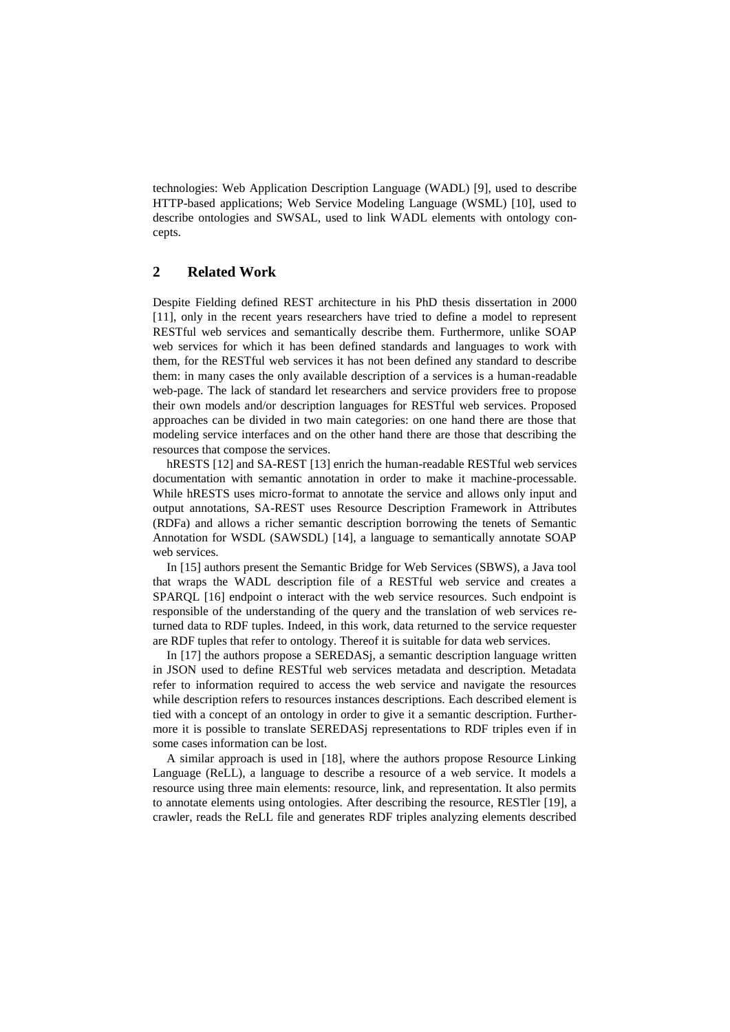technologies: Web Application Description Language (WADL) [9], used to describe HTTP-based applications; Web Service Modeling Language (WSML) [10], used to describe ontologies and SWSAL, used to link WADL elements with ontology concepts.

## 2 Related Work

Despite Fielding defined REST architecture in his PhD thesis dissertation in 2000 [11], only in the recent years researchers have tried to define a model to represent RESTful web services and semantically describe them. Furthermore, unlike SOAP web services for which it has been defined standards and languages to work with them, for the RESTful web services it has not been defined any standard to describe them: in many cases the only available description of a services is a human-readable web-page. The lack of standard let researchers and service providers free to propose their own models and/or description languages for RESTful web services. Proposed approaches can be divided in two main categories: on one hand there are those that modeling service interfaces and on the other hand there are those that describing the resources that compose the services.

hRESTS [12] and SA-REST [13] enrich the human-readable RESTful web services documentation with semantic annotation in order to make it machine-processable. While hRESTS uses micro-format to annotate the service and allows only input and output annotations, SA-REST uses Resource Description Framework in Attributes (RDFa) and allows a richer semantic description borrowing the tenets of Semantic Annotation for WSDL (SAWSDL) [14], a language to semantically annotate SOAP web services.

In [15] authors present the Semantic Bridge for Web Services (SBWS), a Java tool that wraps the WADL description file of a RESTful web service and creates a SPARQL [16] endpoint o interact with the web service resources. Such endpoint is responsible of the understanding of the query and the translation of web services returned data to RDF tuples. Indeed, in this work, data returned to the service requester are RDF tuples that refer to ontology. Thereof it is suitable for data web services.

In [17] the authors propose a SEREDASj, a semantic description language written in JSON used to define RESTful web services metadata and description. Metadata refer to information required to access the web service and navigate the resources while description refers to resources instances descriptions. Each described element is tied with a concept of an ontology in order to give it a semantic description. Furthermore it is possible to translate SEREDASj representations to RDF triples even if in some cases information can be lost.

A similar approach is used in [18], where the authors propose Resource Linking Language (ReLL), a language to describe a resource of a web service. It models a resource using three main elements: resource, link, and representation. It also permits to annotate elements using ontologies. After describing the resource, RESTler [19], a crawler, reads the ReLL file and generates RDF triples analyzing elements described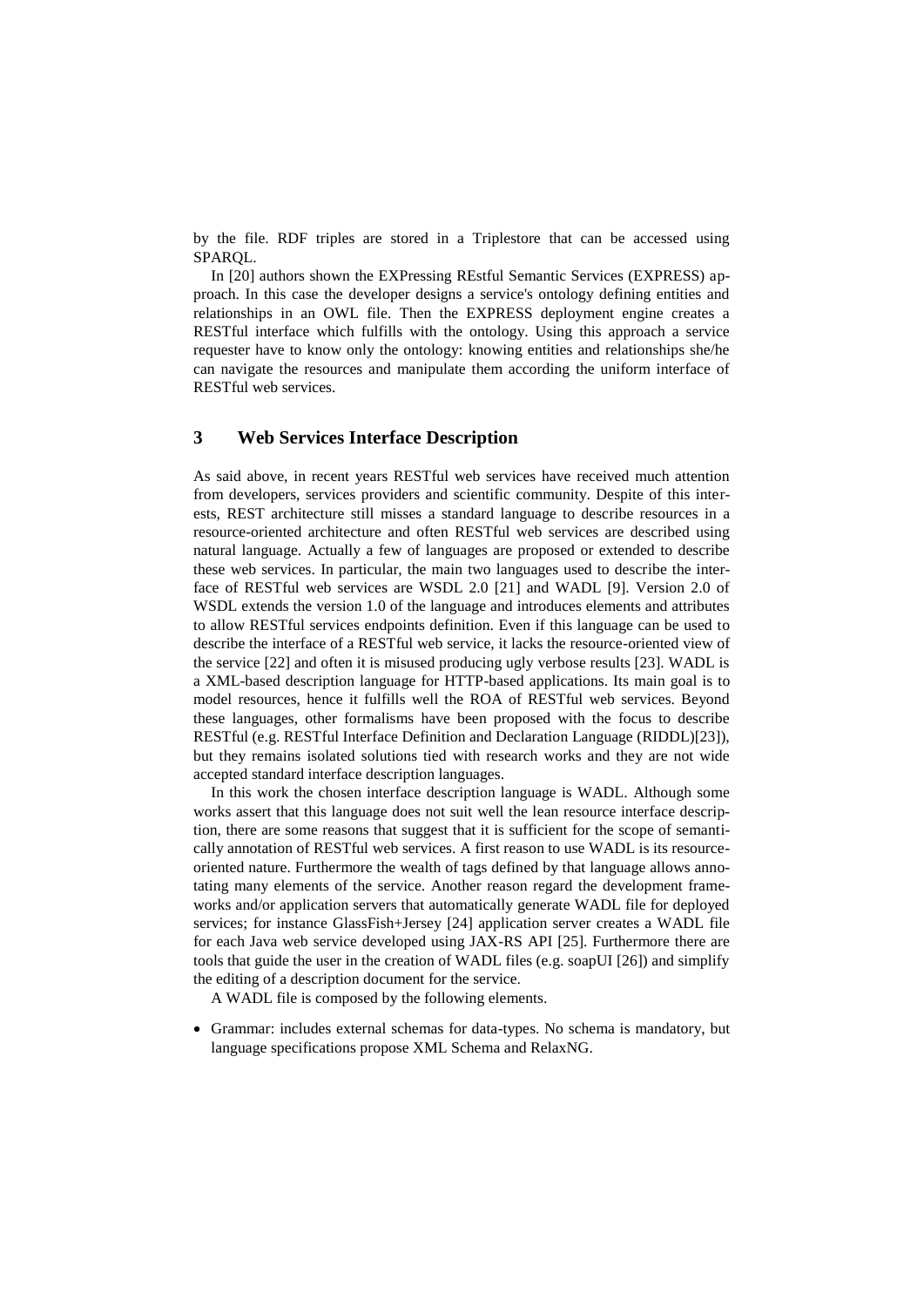by the file. RDF triples are stored in a Triplestore that can be accessed using SPARQL.

In [20] authors shown the EXPressing REstful Semantic Services (EXPRESS) approach. In this case the developer designs a service's ontology defining entities and relationships in an OWL file. Then the EXPRESS deployment engine creates a RESTful interface which fulfills with the ontology. Using this approach a service requester have to know only the ontology: knowing entities and relationships she/he can navigate the resources and manipulate them according the uniform interface of RESTful web services.

## 3 Web Services Interface Description

As said above, in recent years RESTful web services have received much attention from developers, services providers and scientific community. Despite of this interests, REST architecture still misses a standard language to describe resources in a resource-oriented architecture and often RESTful web services are described using natural language. Actually a few of languages are proposed or extended to describe these web services. In particular, the main two languages used to describe the interface of RESTful web services are WSDL 2.0 [21] and WADL [9]. Version 2.0 of WSDL extends the version 1.0 of the language and introduces elements and attributes to allow RESTful services endpoints definition. Even if this language can be used to describe the interface of a RESTful web service, it lacks the resource-oriented view of the service [22] and often it is misused producing ugly verbose results [23]. WADL is a XML-based description language for HTTP-based applications. Its main goal is to model resources, hence it fulfills well the ROA of RESTful web services. Beyond these languages, other formalisms have been proposed with the focus to describe RESTful (e.g. RESTful Interface Definition and Declaration Language (RIDDL)[23]), but they remains isolated solutions tied with research works and they are not wide accepted standard interface description languages.

In this work the chosen interface description language is WADL. Although some works assert that this language does not suit well the lean resource interface description, there are some reasons that suggest that it is sufficient for the scope of semantically annotation of RESTful web services. A first reason to use WADL is its resource-oriented nature. Furthermore the wealth of tags defined by that language allows annotating many elements of the service. Another reason regard the development frameworks and/or application servers that automatically generate WADL file for deployed services; for instance GlassFish+Jersey [24] application server creates a WADL file for each Java web service developed using JAX-RS API [25]. Furthermore there are tools that guide the user in the creation of WADL files (e.g. soapUI [26]) and simplify the editing of a description document for the service.

A WADL file is composed by the following elements.

- Grammar: includes external schemas for data-types. No schema is mandatory, but language specifications propose XML Schema and RelaxNG.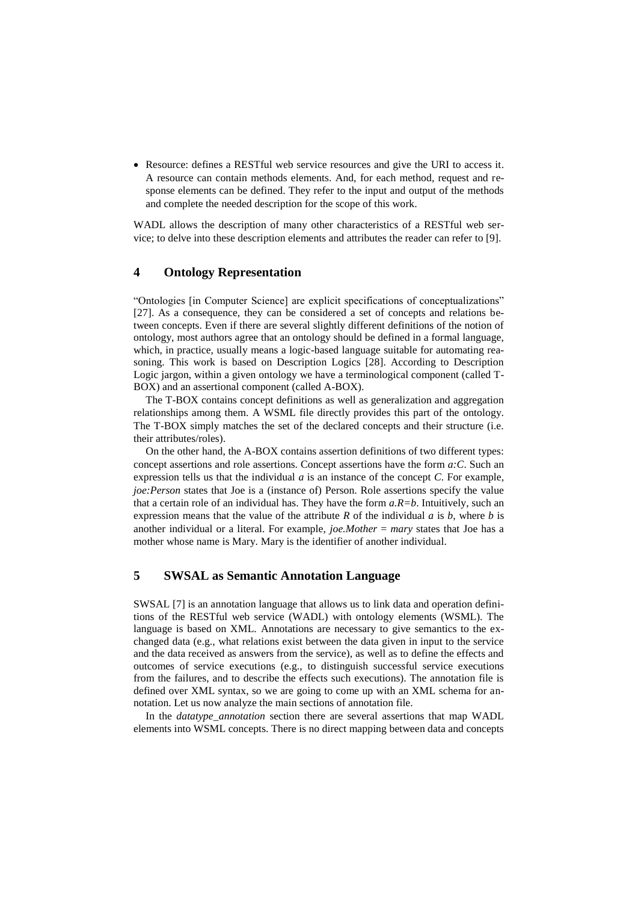- Resource: defines a RESTful web service resources and give the URI to access it. A resource can contain methods elements. And, for each method, request and response elements can be defined. They refer to the input and output of the methods and complete the needed description for the scope of this work.

WADL allows the description of many other characteristics of a RESTful web service; to delve into these description elements and attributes the reader can refer to [9].

## 4 Ontology Representation

"Ontologies [in Computer Science] are explicit specifications of conceptualizations" [27]. As a consequence, they can be considered a set of concepts and relations between concepts. Even if there are several slightly different definitions of the notion of ontology, most authors agree that an ontology should be defined in a formal language, which, in practice, usually means a logic-based language suitable for automating reasoning. This work is based on Description Logics [28]. According to Description Logic jargon, within a given ontology we have a terminological component (called T-BOX) and an assertional component (called A-BOX).

The T-BOX contains concept definitions as well as generalization and aggregation relationships among them. A WSML file directly provides this part of the ontology. The T-BOX simply matches the set of the declared concepts and their structure (i.e. their attributes/roles).

On the other hand, the A-BOX contains assertion definitions of two different types: concept assertions and role assertions. Concept assertions have the form *a:C*. Such an expression tells us that the individual *a* is an instance of the concept *C*. For example, *joe:Person* states that Joe is a (instance of) Person. Role assertions specify the value that a certain role of an individual has. They have the form *a.R=b*. Intuitively, such an expression means that the value of the attribute *R* of the individual *a* is *b*, where *b* is another individual or a literal. For example, *joe.Mother = mary* states that Joe has a mother whose name is Mary. Mary is the identifier of another individual.

## 5 SWSAL as Semantic Annotation Language

SWSAL [7] is an annotation language that allows us to link data and operation definitions of the RESTful web service (WADL) with ontology elements (WSML). The language is based on XML. Annotations are necessary to give semantics to the exchanged data (e.g., what relations exist between the data given in input to the service and the data received as answers from the service), as well as to define the effects and outcomes of service executions (e.g., to distinguish successful service executions from the failures, and to describe the effects such executions). The annotation file is defined over XML syntax, so we are going to come up with an XML schema for annotation. Let us now analyze the main sections of annotation file.

In the *datatype_annotation* section there are several assertions that map WADL elements into WSML concepts. There is no direct mapping between data and concepts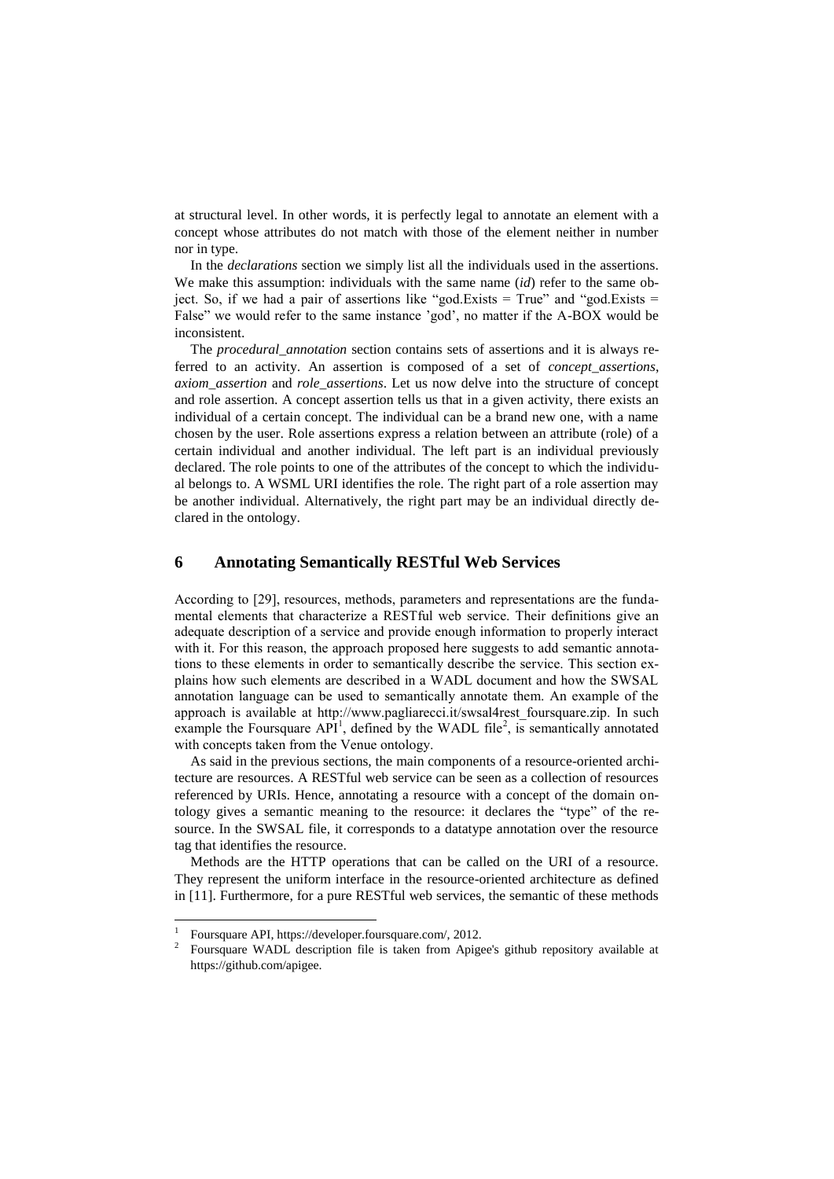at structural level. In other words, it is perfectly legal to annotate an element with a concept whose attributes do not match with those of the element neither in number nor in type.

In the *declarations* section we simply list all the individuals used in the assertions. We make this assumption: individuals with the same name (*id*) refer to the same object. So, if we had a pair of assertions like "god.Exists = True" and "god.Exists = False" we would refer to the same instance 'god', no matter if the A-BOX would be inconsistent.

The *procedural_annotation* section contains sets of assertions and it is always referred to an activity. An assertion is composed of a set of *concept_assertions*, *axiom_assertion* and *role_assertions*. Let us now delve into the structure of concept and role assertion. A concept assertion tells us that in a given activity, there exists an individual of a certain concept. The individual can be a brand new one, with a name chosen by the user. Role assertions express a relation between an attribute (role) of a certain individual and another individual. The left part is an individual previously declared. The role points to one of the attributes of the concept to which the individual belongs to. A WSML URI identifies the role. The right part of a role assertion may be another individual. Alternatively, the right part may be an individual directly declared in the ontology.

## 6 Annotating Semantically RESTful Web Services

According to [29], resources, methods, parameters and representations are the fundamental elements that characterize a RESTful web service. Their definitions give an adequate description of a service and provide enough information to properly interact with it. For this reason, the approach proposed here suggests to add semantic annotations to these elements in order to semantically describe the service. This section explains how such elements are described in a WADL document and how the SWSAL annotation language can be used to semantically annotate them. An example of the approach is available at http://www.pagliarecci.it/swsal4rest_foursquare.zip. In such example the Foursquare API[1], defined by the WADL file[2], is semantically annotated with concepts taken from the Venue ontology.

As said in the previous sections, the main components of a resource-oriented architecture are resources. A RESTful web service can be seen as a collection of resources referenced by URIs. Hence, annotating a resource with a concept of the domain ontology gives a semantic meaning to the resource: it declares the "type" of the resource. In the SWSAL file, it corresponds to a datatype annotation over the resource tag that identifies the resource.

Methods are the HTTP operations that can be called on the URI of a resource. They represent the uniform interface in the resource-oriented architecture as defined in [11]. Furthermore, for a pure RESTful web services, the semantic of these methods

---

[1] Foursquare API, https://developer.foursquare.com/, 2012.

[2] Foursquare WADL description file is taken from Apigee's github repository available at https://github.com/apigee.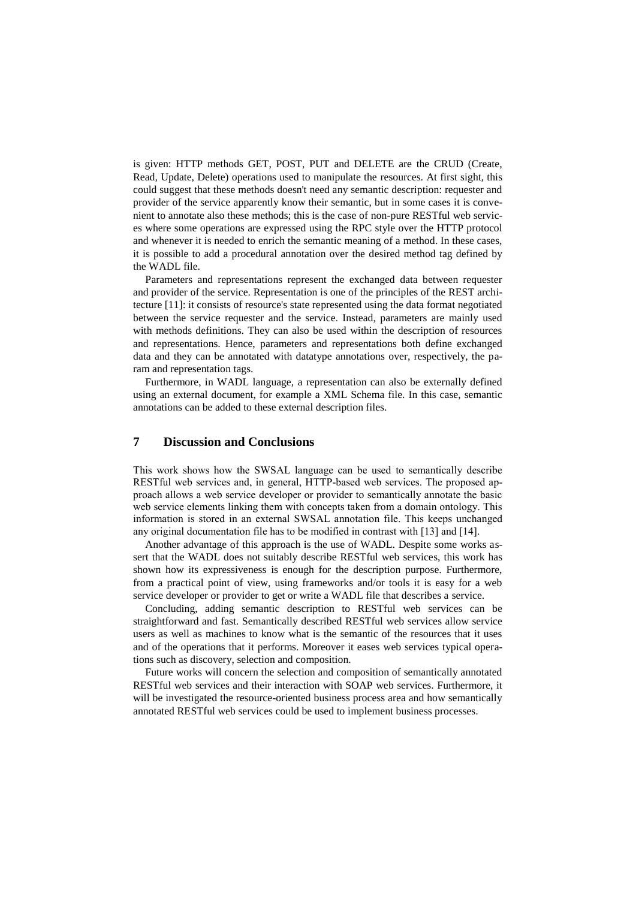is given: HTTP methods GET, POST, PUT and DELETE are the CRUD (Create, Read, Update, Delete) operations used to manipulate the resources. At first sight, this could suggest that these methods doesn't need any semantic description: requester and provider of the service apparently know their semantic, but in some cases it is convenient to annotate also these methods; this is the case of non-pure RESTful web services where some operations are expressed using the RPC style over the HTTP protocol and whenever it is needed to enrich the semantic meaning of a method. In these cases, it is possible to add a procedural annotation over the desired method tag defined by the WADL file.

Parameters and representations represent the exchanged data between requester and provider of the service. Representation is one of the principles of the REST architecture [11]: it consists of resource's state represented using the data format negotiated between the service requester and the service. Instead, parameters are mainly used with methods definitions. They can also be used within the description of resources and representations. Hence, parameters and representations both define exchanged data and they can be annotated with datatype annotations over, respectively, the param and representation tags.

Furthermore, in WADL language, a representation can also be externally defined using an external document, for example a XML Schema file. In this case, semantic annotations can be added to these external description files.

## 7 Discussion and Conclusions

This work shows how the SWSAL language can be used to semantically describe RESTful web services and, in general, HTTP-based web services. The proposed approach allows a web service developer or provider to semantically annotate the basic web service elements linking them with concepts taken from a domain ontology. This information is stored in an external SWSAL annotation file. This keeps unchanged any original documentation file has to be modified in contrast with [13] and [14].

Another advantage of this approach is the use of WADL. Despite some works assert that the WADL does not suitably describe RESTful web services, this work has shown how its expressiveness is enough for the description purpose. Furthermore, from a practical point of view, using frameworks and/or tools it is easy for a web service developer or provider to get or write a WADL file that describes a service.

Concluding, adding semantic description to RESTful web services can be straightforward and fast. Semantically described RESTful web services allow service users as well as machines to know what is the semantic of the resources that it uses and of the operations that it performs. Moreover it eases web services typical operations such as discovery, selection and composition.

Future works will concern the selection and composition of semantically annotated RESTful web services and their interaction with SOAP web services. Furthermore, it will be investigated the resource-oriented business process area and how semantically annotated RESTful web services could be used to implement business processes.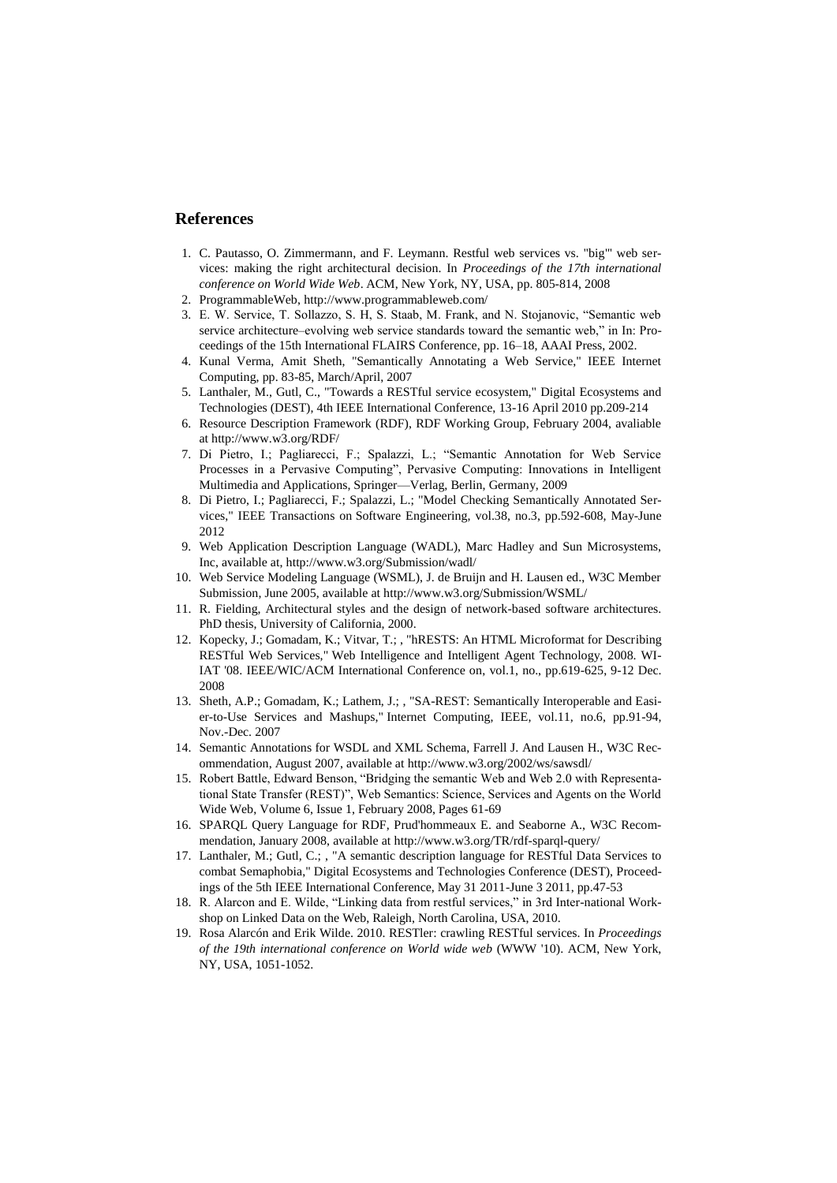## References

1. C. Pautasso, O. Zimmermann, and F. Leymann. Restful web services vs. "big"' web services: making the right architectural decision. In *Proceedings of the 17th international conference on World Wide Web*. ACM, New York, NY, USA, pp. 805-814, 2008
2. ProgrammableWeb, http://www.programmableweb.com/
3. E. W. Service, T. Sollazzo, S. H, S. Staab, M. Frank, and N. Stojanovic, "Semantic web service architecture–evolving web service standards toward the semantic web," in In: Proceedings of the 15th International FLAIRS Conference, pp. 16–18, AAAI Press, 2002.
4. Kunal Verma, Amit Sheth, "Semantically Annotating a Web Service," IEEE Internet Computing, pp. 83-85, March/April, 2007
5. Lanthaler, M., Gutl, C., "Towards a RESTful service ecosystem," Digital Ecosystems and Technologies (DEST), 4th IEEE International Conference, 13-16 April 2010 pp.209-214
6. Resource Description Framework (RDF), RDF Working Group, February 2004, avaliable at http://www.w3.org/RDF/
7. Di Pietro, I.; Pagliarecci, F.; Spalazzi, L.; "Semantic Annotation for Web Service Processes in a Pervasive Computing", Pervasive Computing: Innovations in Intelligent Multimedia and Applications, Springer—Verlag, Berlin, Germany, 2009
8. Di Pietro, I.; Pagliarecci, F.; Spalazzi, L.; "Model Checking Semantically Annotated Services," IEEE Transactions on Software Engineering, vol.38, no.3, pp.592-608, May-June 2012
9. Web Application Description Language (WADL), Marc Hadley and Sun Microsystems, Inc, available at, http://www.w3.org/Submission/wadl/
10. Web Service Modeling Language (WSML), J. de Bruijn and H. Lausen ed., W3C Member Submission, June 2005, available at http://www.w3.org/Submission/WSML/
11. R. Fielding, Architectural styles and the design of network-based software architectures. PhD thesis, University of California, 2000.
12. Kopecky, J.; Gomadam, K.; Vitvar, T.; , "hRESTS: An HTML Microformat for Describing RESTful Web Services," Web Intelligence and Intelligent Agent Technology, 2008. WI-IAT '08. IEEE/WIC/ACM International Conference on, vol.1, no., pp.619-625, 9-12 Dec. 2008
13. Sheth, A.P.; Gomadam, K.; Lathem, J.; , "SA-REST: Semantically Interoperable and Easier-to-Use Services and Mashups," Internet Computing, IEEE, vol.11, no.6, pp.91-94, Nov.-Dec. 2007
14. Semantic Annotations for WSDL and XML Schema, Farrell J. And Lausen H., W3C Recommendation, August 2007, available at http://www.w3.org/2002/ws/sawsdl/
15. Robert Battle, Edward Benson, "Bridging the semantic Web and Web 2.0 with Representational State Transfer (REST)", Web Semantics: Science, Services and Agents on the World Wide Web, Volume 6, Issue 1, February 2008, Pages 61-69
16. SPARQL Query Language for RDF, Prud'hommeaux E. and Seaborne A., W3C Recommendation, January 2008, available at http://www.w3.org/TR/rdf-sparql-query/
17. Lanthaler, M.; Gutl, C.; , "A semantic description language for RESTful Data Services to combat Semaphobia," Digital Ecosystems and Technologies Conference (DEST), Proceedings of the 5th IEEE International Conference, May 31 2011-June 3 2011, pp.47-53
18. R. Alarcon and E. Wilde, "Linking data from restful services," in 3rd Inter-national Workshop on Linked Data on the Web, Raleigh, North Carolina, USA, 2010.
19. Rosa Alarcón and Erik Wilde. 2010. RESTler: crawling RESTful services. In *Proceedings of the 19th international conference on World wide web* (WWW '10). ACM, New York, NY, USA, 1051-1052.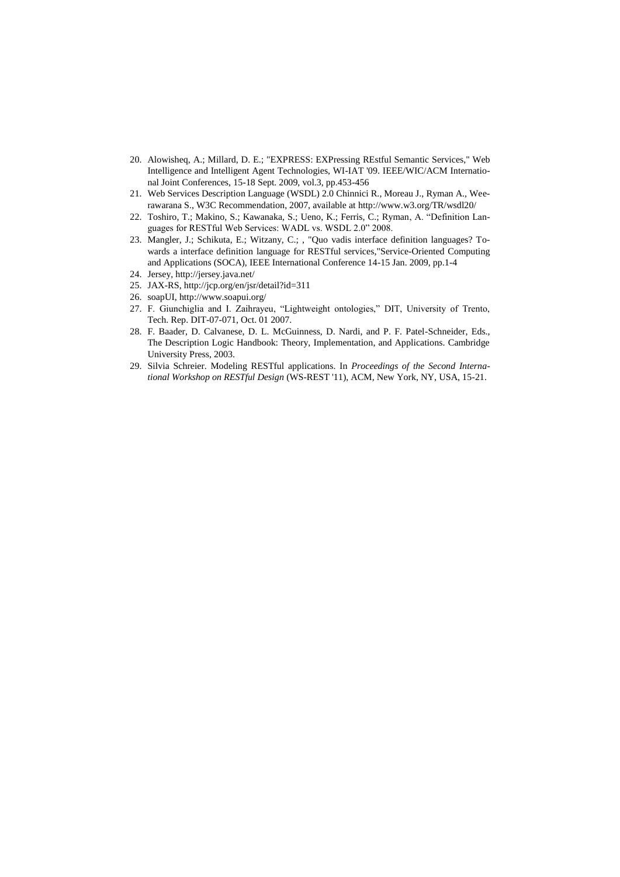20. Alowisheq, A.; Millard, D. E.; "EXPRESS: EXPressing REstful Semantic Services," Web Intelligence and Intelligent Agent Technologies, WI-IAT '09. IEEE/WIC/ACM International Joint Conferences, 15-18 Sept. 2009, vol.3, pp.453-456
21. Web Services Description Language (WSDL) 2.0 Chinnici R., Moreau J., Ryman A., Weerawarana S., W3C Recommendation, 2007, available at http://www.w3.org/TR/wsdl20/
22. Toshiro, T.; Makino, S.; Kawanaka, S.; Ueno, K.; Ferris, C.; Ryman, A. "Definition Languages for RESTful Web Services: WADL vs. WSDL 2.0" 2008.
23. Mangler, J.; Schikuta, E.; Witzany, C.; , "Quo vadis interface definition languages? Towards a interface definition language for RESTful services,"Service-Oriented Computing and Applications (SOCA), IEEE International Conference 14-15 Jan. 2009, pp.1-4
24. Jersey, http://jersey.java.net/
25. JAX-RS, http://jcp.org/en/jsr/detail?id=311
26. soapUI, http://www.soapui.org/
27. F. Giunchiglia and I. Zaihrayeu, "Lightweight ontologies," DIT, University of Trento, Tech. Rep. DIT-07-071, Oct. 01 2007.
28. F. Baader, D. Calvanese, D. L. McGuinness, D. Nardi, and P. F. Patel-Schneider, Eds., The Description Logic Handbook: Theory, Implementation, and Applications. Cambridge University Press, 2003.
29. Silvia Schreier. Modeling RESTful applications. In *Proceedings of the Second International Workshop on RESTful Design* (WS-REST '11), ACM, New York, NY, USA, 15-21.